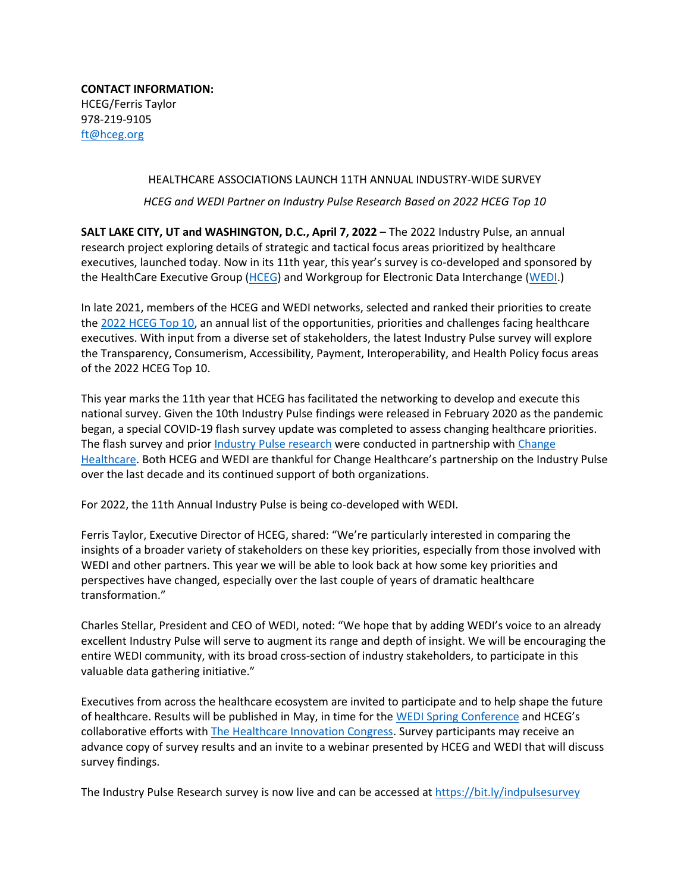**CONTACT INFORMATION:**
HCEG/Ferris Taylor
978-219-9105
ft@hceg.org

# HEALTHCARE ASSOCIATIONS LAUNCH 11TH ANNUAL INDUSTRY-WIDE SURVEY

*HCEG and WEDI Partner on Industry Pulse Research Based on 2022 HCEG Top 10*

**SALT LAKE CITY, UT and WASHINGTON, D.C., April 7, 2022** – The 2022 Industry Pulse, an annual research project exploring details of strategic and tactical focus areas prioritized by healthcare executives, launched today. Now in its 11th year, this year's survey is co-developed and sponsored by the HealthCare Executive Group (HCEG) and Workgroup for Electronic Data Interchange (WEDI.)

In late 2021, members of the HCEG and WEDI networks, selected and ranked their priorities to create the 2022 HCEG Top 10, an annual list of the opportunities, priorities and challenges facing healthcare executives. With input from a diverse set of stakeholders, the latest Industry Pulse survey will explore the Transparency, Consumerism, Accessibility, Payment, Interoperability, and Health Policy focus areas of the 2022 HCEG Top 10.

This year marks the 11th year that HCEG has facilitated the networking to develop and execute this national survey. Given the 10th Industry Pulse findings were released in February 2020 as the pandemic began, a special COVID-19 flash survey update was completed to assess changing healthcare priorities. The flash survey and prior Industry Pulse research were conducted in partnership with Change Healthcare. Both HCEG and WEDI are thankful for Change Healthcare's partnership on the Industry Pulse over the last decade and its continued support of both organizations.

For 2022, the 11th Annual Industry Pulse is being co-developed with WEDI.

Ferris Taylor, Executive Director of HCEG, shared: "We're particularly interested in comparing the insights of a broader variety of stakeholders on these key priorities, especially from those involved with WEDI and other partners. This year we will be able to look back at how some key priorities and perspectives have changed, especially over the last couple of years of dramatic healthcare transformation."

Charles Stellar, President and CEO of WEDI, noted: "We hope that by adding WEDI's voice to an already excellent Industry Pulse will serve to augment its range and depth of insight. We will be encouraging the entire WEDI community, with its broad cross-section of industry stakeholders, to participate in this valuable data gathering initiative."

Executives from across the healthcare ecosystem are invited to participate and to help shape the future of healthcare. Results will be published in May, in time for the WEDI Spring Conference and HCEG's collaborative efforts with The Healthcare Innovation Congress. Survey participants may receive an advance copy of survey results and an invite to a webinar presented by HCEG and WEDI that will discuss survey findings.

The Industry Pulse Research survey is now live and can be accessed at https://bit.ly/indpulsesurvey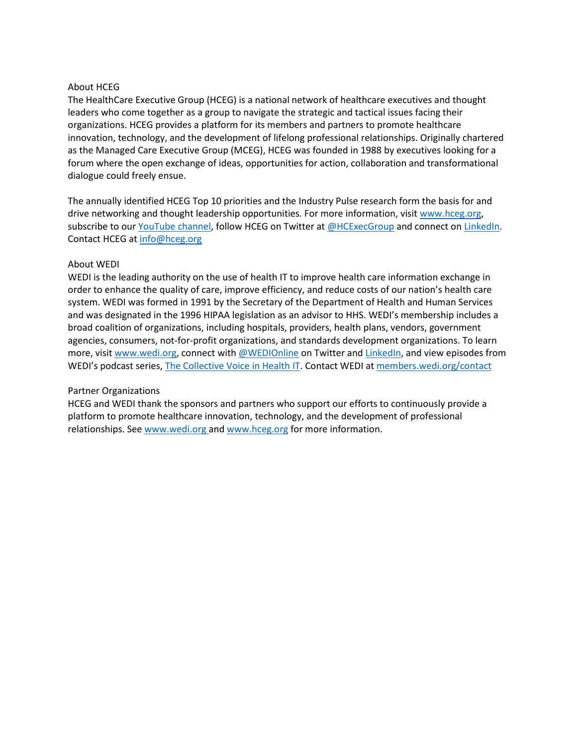## About HCEG

The HealthCare Executive Group (HCEG) is a national network of healthcare executives and thought leaders who come together as a group to navigate the strategic and tactical issues facing their organizations. HCEG provides a platform for its members and partners to promote healthcare innovation, technology, and the development of lifelong professional relationships. Originally chartered as the Managed Care Executive Group (MCEG), HCEG was founded in 1988 by executives looking for a forum where the open exchange of ideas, opportunities for action, collaboration and transformational dialogue could freely ensue.

The annually identified HCEG Top 10 priorities and the Industry Pulse research form the basis for and drive networking and thought leadership opportunities. For more information, visit www.hceg.org, subscribe to our YouTube channel, follow HCEG on Twitter at @HCExecGroup and connect on LinkedIn. Contact HCEG at info@hceg.org

## About WEDI

WEDI is the leading authority on the use of health IT to improve health care information exchange in order to enhance the quality of care, improve efficiency, and reduce costs of our nation's health care system. WEDI was formed in 1991 by the Secretary of the Department of Health and Human Services and was designated in the 1996 HIPAA legislation as an advisor to HHS. WEDI's membership includes a broad coalition of organizations, including hospitals, providers, health plans, vendors, government agencies, consumers, not-for-profit organizations, and standards development organizations. To learn more, visit www.wedi.org, connect with @WEDIOnline on Twitter and LinkedIn, and view episodes from WEDI's podcast series, The Collective Voice in Health IT. Contact WEDI at members.wedi.org/contact

## Partner Organizations

HCEG and WEDI thank the sponsors and partners who support our efforts to continuously provide a platform to promote healthcare innovation, technology, and the development of professional relationships. See www.wedi.org and www.hceg.org for more information.